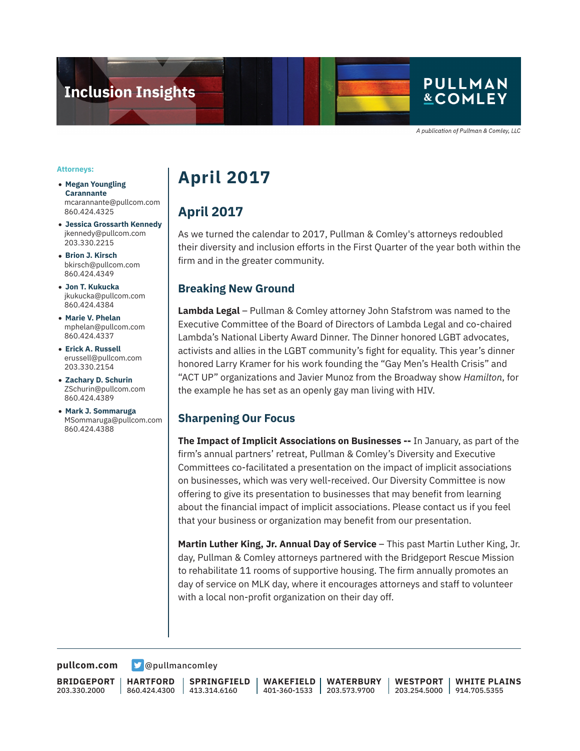# Inclusion Insights

PULLMAN & COMLEY

*A publication of Pullman & Comley, LLC*

**Attorneys:**

- **Megan Youngling Carannante**
  mcarannante@pullcom.com
  860.424.4325
- **Jessica Grossarth Kennedy**
  jkennedy@pullcom.com
  203.330.2215
- **Brion J. Kirsch**
  bkirsch@pullcom.com
  860.424.4349
- **Jon T. Kukucka**
  jkukucka@pullcom.com
  860.424.4384
- **Marie V. Phelan**
  mphelan@pullcom.com
  860.424.4337
- **Erick A. Russell**
  erussell@pullcom.com
  203.330.2154
- **Zachary D. Schurin**
  ZSchurin@pullcom.com
  860.424.4389
- **Mark J. Sommaruga**
  MSommaruga@pullcom.com
  860.424.4388

# April 2017

## April 2017

As we turned the calendar to 2017, Pullman & Comley's attorneys redoubled their diversity and inclusion efforts in the First Quarter of the year both within the firm and in the greater community.

### Breaking New Ground

**Lambda Legal** – Pullman & Comley attorney John Stafstrom was named to the Executive Committee of the Board of Directors of Lambda Legal and co-chaired Lambda's National Liberty Award Dinner. The Dinner honored LGBT advocates, activists and allies in the LGBT community's fight for equality. This year's dinner honored Larry Kramer for his work founding the "Gay Men's Health Crisis" and "ACT UP" organizations and Javier Munoz from the Broadway show *Hamilton*, for the example he has set as an openly gay man living with HIV.

### Sharpening Our Focus

**The Impact of Implicit Associations on Businesses --** In January, as part of the firm's annual partners' retreat, Pullman & Comley's Diversity and Executive Committees co-facilitated a presentation on the impact of implicit associations on businesses, which was very well-received. Our Diversity Committee is now offering to give its presentation to businesses that may benefit from learning about the financial impact of implicit associations. Please contact us if you feel that your business or organization may benefit from our presentation.

**Martin Luther King, Jr. Annual Day of Service** – This past Martin Luther King, Jr. day, Pullman & Comley attorneys partnered with the Bridgeport Rescue Mission to rehabilitate 11 rooms of supportive housing. The firm annually promotes an day of service on MLK day, where it encourages attorneys and staff to volunteer with a local non-profit organization on their day off.

**pullcom.com** @pullmancomley

**BRIDGEPORT** 203.330.2000 | **HARTFORD** 860.424.4300 | **SPRINGFIELD** 413.314.6160 | **WAKEFIELD** 401-360-1533 | **WATERBURY** 203.573.9700 | **WESTPORT** 203.254.5000 | **WHITE PLAINS** 914.705.5355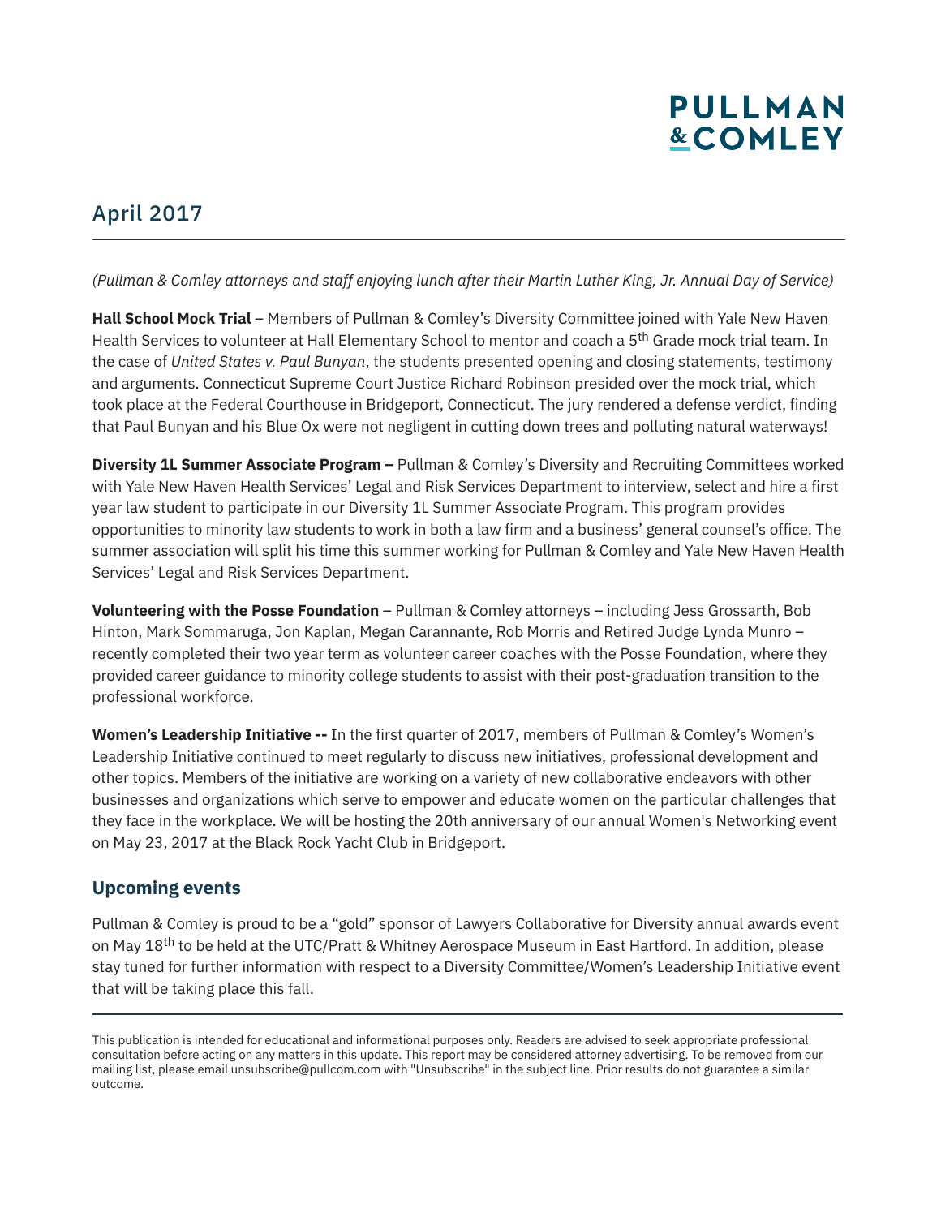## April 2017

*(Pullman & Comley attorneys and staff enjoying lunch after their Martin Luther King, Jr. Annual Day of Service)*

**Hall School Mock Trial** – Members of Pullman & Comley's Diversity Committee joined with Yale New Haven Health Services to volunteer at Hall Elementary School to mentor and coach a 5th Grade mock trial team. In the case of *United States v. Paul Bunyan*, the students presented opening and closing statements, testimony and arguments. Connecticut Supreme Court Justice Richard Robinson presided over the mock trial, which took place at the Federal Courthouse in Bridgeport, Connecticut. The jury rendered a defense verdict, finding that Paul Bunyan and his Blue Ox were not negligent in cutting down trees and polluting natural waterways!

**Diversity 1L Summer Associate Program –** Pullman & Comley's Diversity and Recruiting Committees worked with Yale New Haven Health Services' Legal and Risk Services Department to interview, select and hire a first year law student to participate in our Diversity 1L Summer Associate Program. This program provides opportunities to minority law students to work in both a law firm and a business' general counsel's office. The summer association will split his time this summer working for Pullman & Comley and Yale New Haven Health Services' Legal and Risk Services Department.

**Volunteering with the Posse Foundation** – Pullman & Comley attorneys – including Jess Grossarth, Bob Hinton, Mark Sommaruga, Jon Kaplan, Megan Carannante, Rob Morris and Retired Judge Lynda Munro – recently completed their two year term as volunteer career coaches with the Posse Foundation, where they provided career guidance to minority college students to assist with their post-graduation transition to the professional workforce.

**Women's Leadership Initiative --** In the first quarter of 2017, members of Pullman & Comley's Women's Leadership Initiative continued to meet regularly to discuss new initiatives, professional development and other topics. Members of the initiative are working on a variety of new collaborative endeavors with other businesses and organizations which serve to empower and educate women on the particular challenges that they face in the workplace. We will be hosting the 20th anniversary of our annual Women's Networking event on May 23, 2017 at the Black Rock Yacht Club in Bridgeport.

### Upcoming events

Pullman & Comley is proud to be a "gold" sponsor of Lawyers Collaborative for Diversity annual awards event on May 18th to be held at the UTC/Pratt & Whitney Aerospace Museum in East Hartford. In addition, please stay tuned for further information with respect to a Diversity Committee/Women's Leadership Initiative event that will be taking place this fall.

---

This publication is intended for educational and informational purposes only. Readers are advised to seek appropriate professional consultation before acting on any matters in this update. This report may be considered attorney advertising. To be removed from our mailing list, please email unsubscribe@pullcom.com with "Unsubscribe" in the subject line. Prior results do not guarantee a similar outcome.